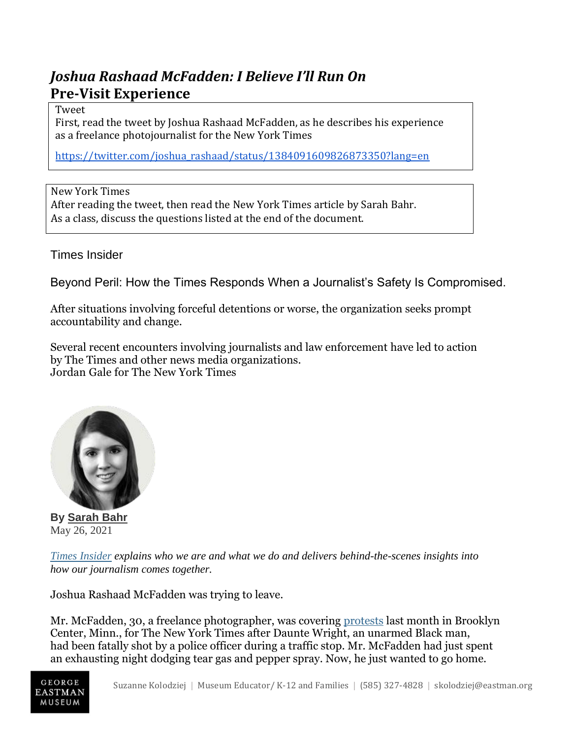# *Joshua Rashaad McFadden: I Believe I'll Run On*
## Pre-Visit Experience

Tweet
First, read the tweet by Joshua Rashaad McFadden, as he describes his experience as a freelance photojournalist for the New York Times

https://twitter.com/joshua_rashaad/status/1384091609826873350?lang=en

New York Times
After reading the tweet, then read the New York Times article by Sarah Bahr.
As a class, discuss the questions listed at the end of the document.

Times Insider

Beyond Peril: How the Times Responds When a Journalist's Safety Is Compromised.

After situations involving forceful detentions or worse, the organization seeks prompt accountability and change.

Several recent encounters involving journalists and law enforcement have led to action by The Times and other news media organizations.
Jordan Gale for The New York Times

**By Sarah Bahr**
May 26, 2021

*Times Insider explains who we are and what we do and delivers behind-the-scenes insights into how our journalism comes together.*

Joshua Rashaad McFadden was trying to leave.

Mr. McFadden, 30, a freelance photographer, was covering protests last month in Brooklyn Center, Minn., for The New York Times after Daunte Wright, an unarmed Black man, had been fatally shot by a police officer during a traffic stop. Mr. McFadden had just spent an exhausting night dodging tear gas and pepper spray. Now, he just wanted to go home.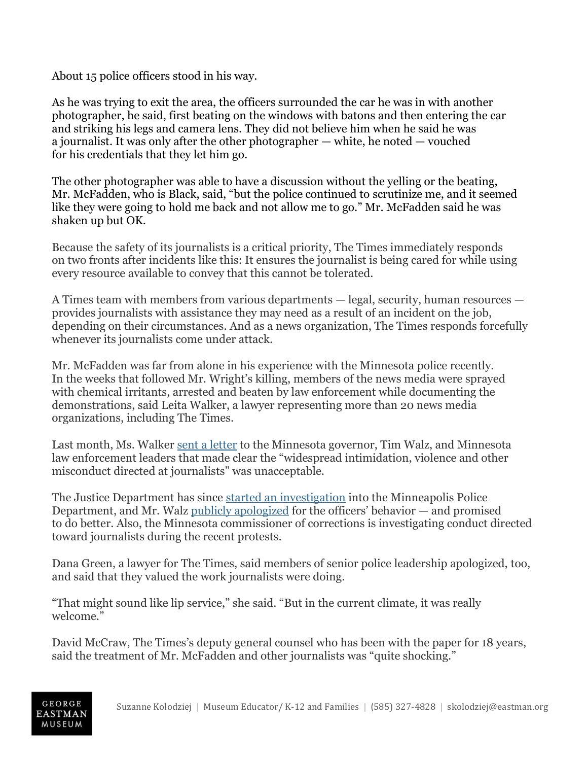About 15 police officers stood in his way.

As he was trying to exit the area, the officers surrounded the car he was in with another photographer, he said, first beating on the windows with batons and then entering the car and striking his legs and camera lens. They did not believe him when he said he was a journalist. It was only after the other photographer — white, he noted — vouched for his credentials that they let him go.

The other photographer was able to have a discussion without the yelling or the beating, Mr. McFadden, who is Black, said, "but the police continued to scrutinize me, and it seemed like they were going to hold me back and not allow me to go." Mr. McFadden said he was shaken up but OK.

Because the safety of its journalists is a critical priority, The Times immediately responds on two fronts after incidents like this: It ensures the journalist is being cared for while using every resource available to convey that this cannot be tolerated.

A Times team with members from various departments — legal, security, human resources — provides journalists with assistance they may need as a result of an incident on the job, depending on their circumstances. And as a news organization, The Times responds forcefully whenever its journalists come under attack.

Mr. McFadden was far from alone in his experience with the Minnesota police recently. In the weeks that followed Mr. Wright's killing, members of the news media were sprayed with chemical irritants, arrested and beaten by law enforcement while documenting the demonstrations, said Leita Walker, a lawyer representing more than 20 news media organizations, including The Times.

Last month, Ms. Walker sent a letter to the Minnesota governor, Tim Walz, and Minnesota law enforcement leaders that made clear the "widespread intimidation, violence and other misconduct directed at journalists" was unacceptable.

The Justice Department has since started an investigation into the Minneapolis Police Department, and Mr. Walz publicly apologized for the officers' behavior — and promised to do better. Also, the Minnesota commissioner of corrections is investigating conduct directed toward journalists during the recent protests.

Dana Green, a lawyer for The Times, said members of senior police leadership apologized, too, and said that they valued the work journalists were doing.

"That might sound like lip service," she said. "But in the current climate, it was really welcome."

David McCraw, The Times's deputy general counsel who has been with the paper for 18 years, said the treatment of Mr. McFadden and other journalists was "quite shocking."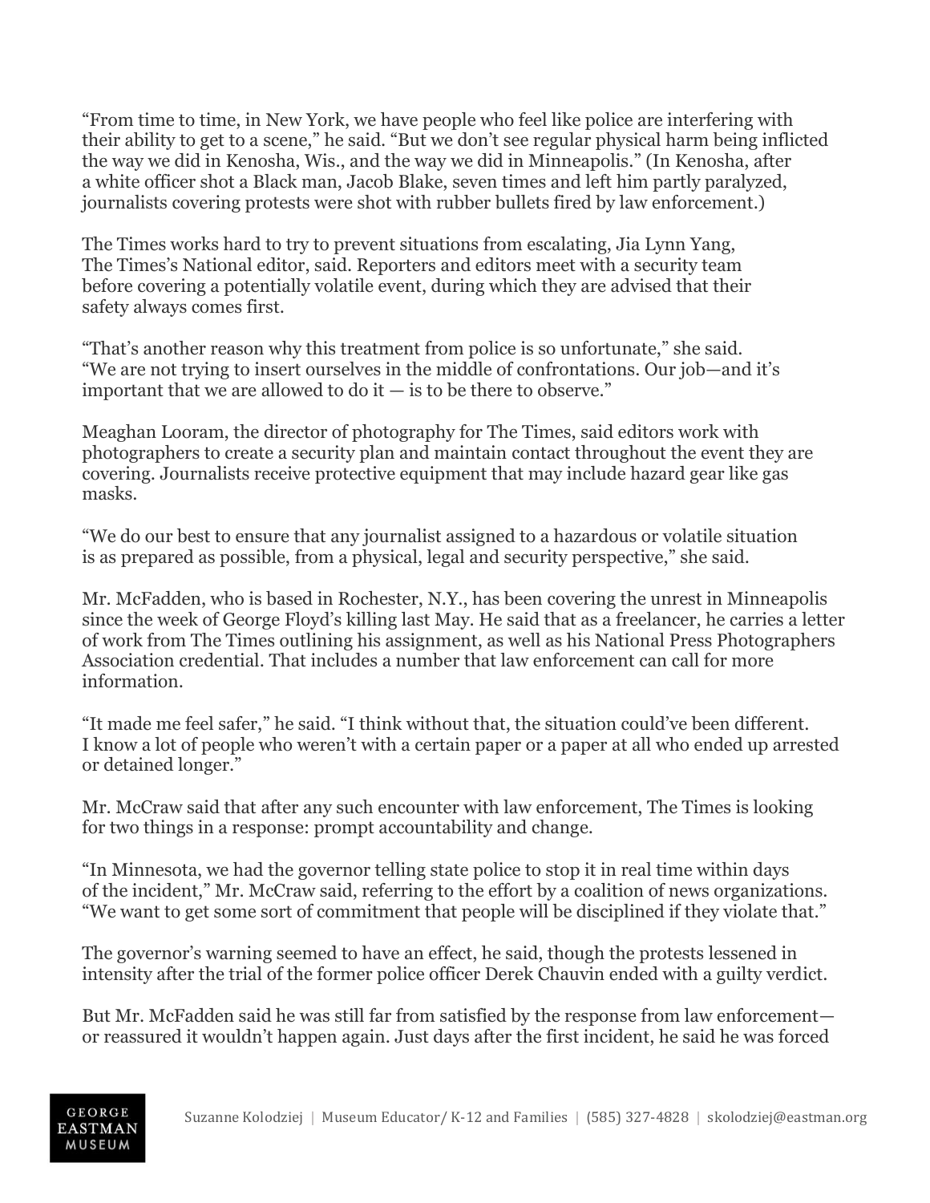"From time to time, in New York, we have people who feel like police are interfering with their ability to get to a scene," he said. "But we don't see regular physical harm being inflicted the way we did in Kenosha, Wis., and the way we did in Minneapolis." (In Kenosha, after a white officer shot a Black man, Jacob Blake, seven times and left him partly paralyzed, journalists covering protests were shot with rubber bullets fired by law enforcement.)

The Times works hard to try to prevent situations from escalating, Jia Lynn Yang, The Times's National editor, said. Reporters and editors meet with a security team before covering a potentially volatile event, during which they are advised that their safety always comes first.

"That's another reason why this treatment from police is so unfortunate," she said. "We are not trying to insert ourselves in the middle of confrontations. Our job—and it's important that we are allowed to do it — is to be there to observe."

Meaghan Looram, the director of photography for The Times, said editors work with photographers to create a security plan and maintain contact throughout the event they are covering. Journalists receive protective equipment that may include hazard gear like gas masks.

"We do our best to ensure that any journalist assigned to a hazardous or volatile situation is as prepared as possible, from a physical, legal and security perspective," she said.

Mr. McFadden, who is based in Rochester, N.Y., has been covering the unrest in Minneapolis since the week of George Floyd's killing last May. He said that as a freelancer, he carries a letter of work from The Times outlining his assignment, as well as his National Press Photographers Association credential. That includes a number that law enforcement can call for more information.

"It made me feel safer," he said. "I think without that, the situation could've been different. I know a lot of people who weren't with a certain paper or a paper at all who ended up arrested or detained longer."

Mr. McCraw said that after any such encounter with law enforcement, The Times is looking for two things in a response: prompt accountability and change.

"In Minnesota, we had the governor telling state police to stop it in real time within days of the incident," Mr. McCraw said, referring to the effort by a coalition of news organizations. "We want to get some sort of commitment that people will be disciplined if they violate that."

The governor's warning seemed to have an effect, he said, though the protests lessened in intensity after the trial of the former police officer Derek Chauvin ended with a guilty verdict.

But Mr. McFadden said he was still far from satisfied by the response from law enforcement— or reassured it wouldn't happen again. Just days after the first incident, he said he was forced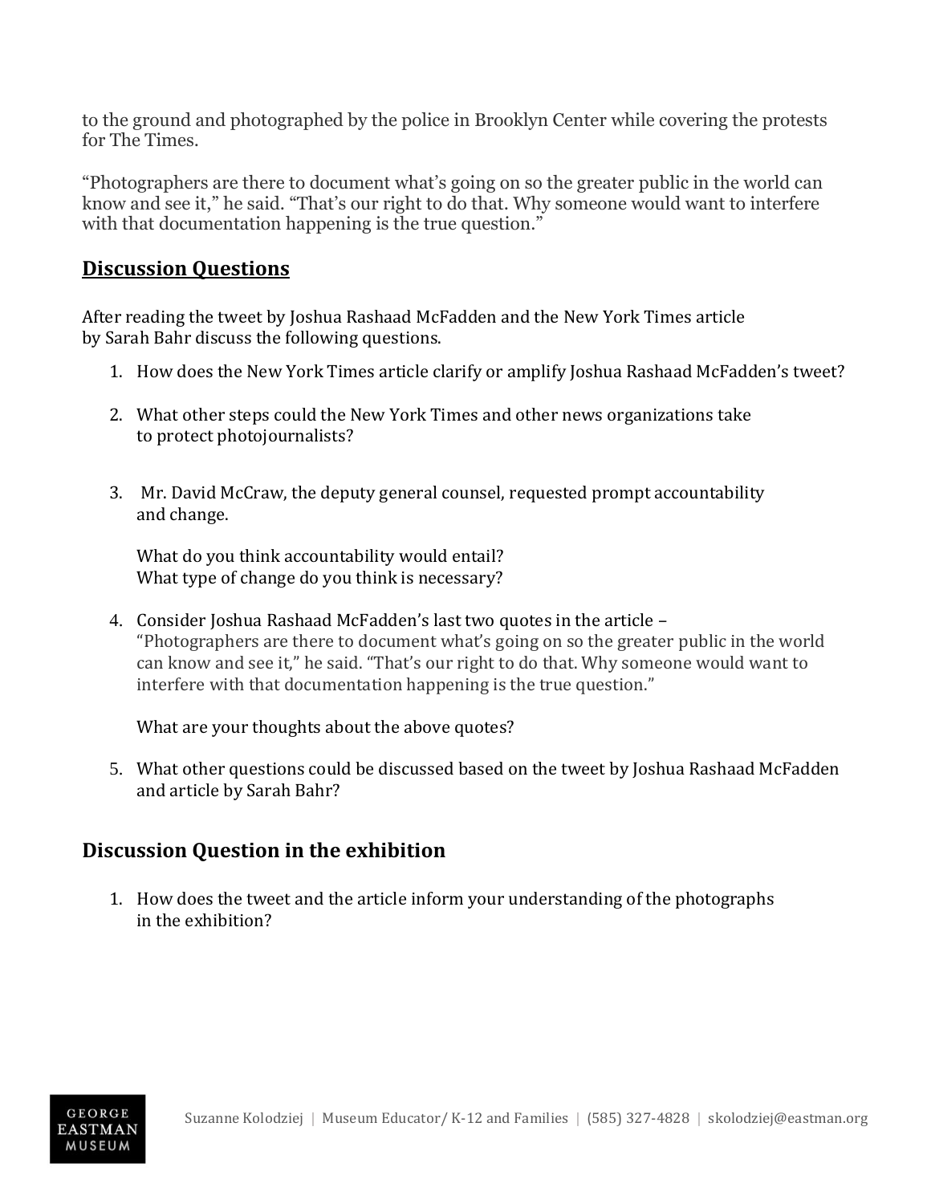to the ground and photographed by the police in Brooklyn Center while covering the protests for The Times.

"Photographers are there to document what's going on so the greater public in the world can know and see it," he said. "That's our right to do that. Why someone would want to interfere with that documentation happening is the true question."

## Discussion Questions

After reading the tweet by Joshua Rashaad McFadden and the New York Times article by Sarah Bahr discuss the following questions.

1. How does the New York Times article clarify or amplify Joshua Rashaad McFadden's tweet?

2. What other steps could the New York Times and other news organizations take to protect photojournalists?

3. Mr. David McCraw, the deputy general counsel, requested prompt accountability and change.

   What do you think accountability would entail?
   What type of change do you think is necessary?

4. Consider Joshua Rashaad McFadden's last two quotes in the article –
   "Photographers are there to document what's going on so the greater public in the world can know and see it," he said. "That's our right to do that. Why someone would want to interfere with that documentation happening is the true question."

   What are your thoughts about the above quotes?

5. What other questions could be discussed based on the tweet by Joshua Rashaad McFadden and article by Sarah Bahr?

## Discussion Question in the exhibition

1. How does the tweet and the article inform your understanding of the photographs in the exhibition?